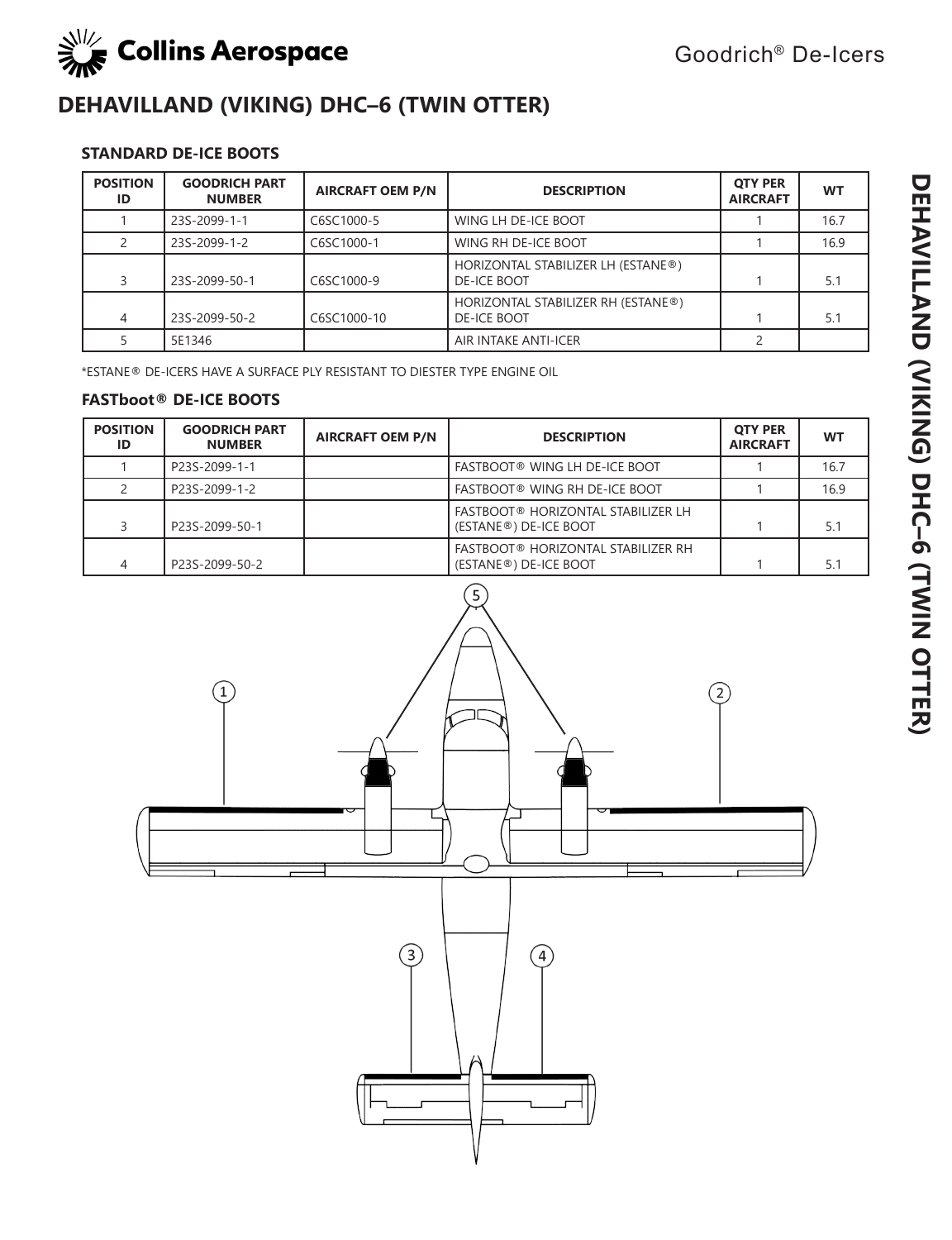# DEHAVILLAND (VIKING) DHC–6 (TWIN OTTER)

### STANDARD DE-ICE BOOTS

| POSITION ID | GOODRICH PART NUMBER | AIRCRAFT OEM P/N | DESCRIPTION | QTY PER AIRCRAFT | WT |
|---|---|---|---|---|---|
| 1 | 23S-2099-1-1 | C6SC1000-5 | WING LH DE-ICE BOOT | 1 | 16.7 |
| 2 | 23S-2099-1-2 | C6SC1000-1 | WING RH DE-ICE BOOT | 1 | 16.9 |
| 3 | 23S-2099-50-1 | C6SC1000-9 | HORIZONTAL STABILIZER LH (ESTANE®) DE-ICE BOOT | 1 | 5.1 |
| 4 | 23S-2099-50-2 | C6SC1000-10 | HORIZONTAL STABILIZER RH (ESTANE®) DE-ICE BOOT | 1 | 5.1 |
| 5 | 5E1346 | | AIR INTAKE ANTI-ICER | 2 | |

*ESTANE® DE-ICERS HAVE A SURFACE PLY RESISTANT TO DIESTER TYPE ENGINE OIL

### FASTboot® DE-ICE BOOTS

| POSITION ID | GOODRICH PART NUMBER | AIRCRAFT OEM P/N | DESCRIPTION | QTY PER AIRCRAFT | WT |
|---|---|---|---|---|---|
| 1 | P23S-2099-1-1 | | FASTBOOT® WING LH DE-ICE BOOT | 1 | 16.7 |
| 2 | P23S-2099-1-2 | | FASTBOOT® WING RH DE-ICE BOOT | 1 | 16.9 |
| 3 | P23S-2099-50-1 | | FASTBOOT® HORIZONTAL STABILIZER LH (ESTANE®) DE-ICE BOOT | 1 | 5.1 |
| 4 | P23S-2099-50-2 | | FASTBOOT® HORIZONTAL STABILIZER RH (ESTANE®) DE-ICE BOOT | 1 | 5.1 |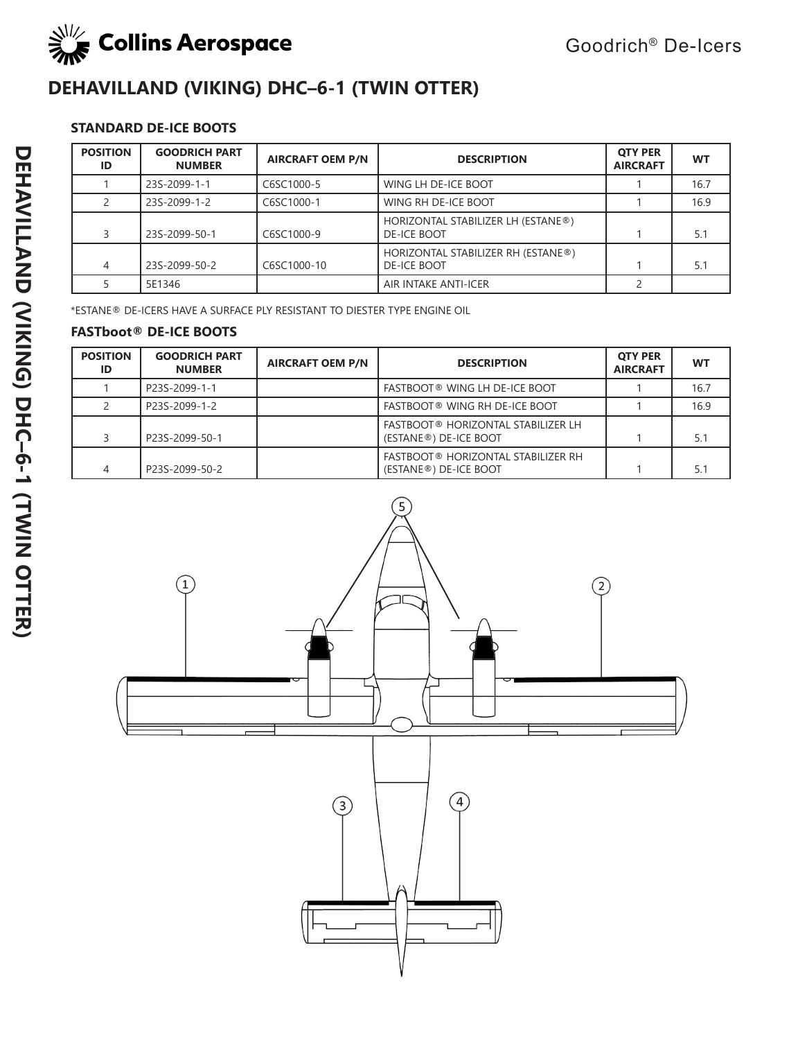## DEHAVILLAND (VIKING) DHC–6-1 (TWIN OTTER)

### STANDARD DE-ICE BOOTS

| POSITION ID | GOODRICH PART NUMBER | AIRCRAFT OEM P/N | DESCRIPTION | QTY PER AIRCRAFT | WT |
|---|---|---|---|---|---|
| 1 | 23S-2099-1-1 | C6SC1000-5 | WING LH DE-ICE BOOT | 1 | 16.7 |
| 2 | 23S-2099-1-2 | C6SC1000-1 | WING RH DE-ICE BOOT | 1 | 16.9 |
| 3 | 23S-2099-50-1 | C6SC1000-9 | HORIZONTAL STABILIZER LH (ESTANE®) DE-ICE BOOT | 1 | 5.1 |
| 4 | 23S-2099-50-2 | C6SC1000-10 | HORIZONTAL STABILIZER RH (ESTANE®) DE-ICE BOOT | 1 | 5.1 |
| 5 | 5E1346 | | AIR INTAKE ANTI-ICER | 2 | |

*ESTANE® DE-ICERS HAVE A SURFACE PLY RESISTANT TO DIESTER TYPE ENGINE OIL

### FASTboot® DE-ICE BOOTS

| POSITION ID | GOODRICH PART NUMBER | AIRCRAFT OEM P/N | DESCRIPTION | QTY PER AIRCRAFT | WT |
|---|---|---|---|---|---|
| 1 | P23S-2099-1-1 | | FASTBOOT® WING LH DE-ICE BOOT | 1 | 16.7 |
| 2 | P23S-2099-1-2 | | FASTBOOT® WING RH DE-ICE BOOT | 1 | 16.9 |
| 3 | P23S-2099-50-1 | | FASTBOOT® HORIZONTAL STABILIZER LH (ESTANE®) DE-ICE BOOT | 1 | 5.1 |
| 4 | P23S-2099-50-2 | | FASTBOOT® HORIZONTAL STABILIZER RH (ESTANE®) DE-ICE BOOT | 1 | 5.1 |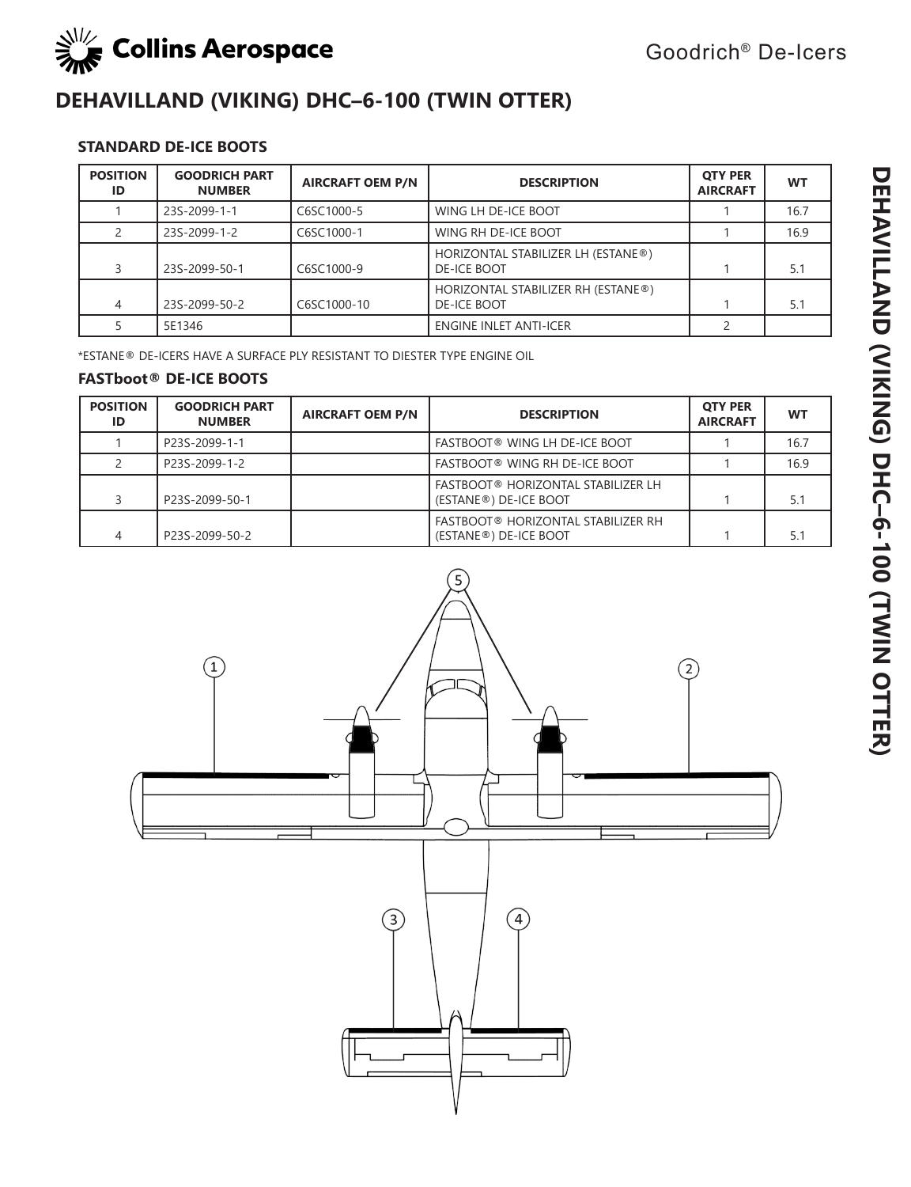# DEHAVILLAND (VIKING) DHC–6-100 (TWIN OTTER)

### STANDARD DE-ICE BOOTS

| POSITION ID | GOODRICH PART NUMBER | AIRCRAFT OEM P/N | DESCRIPTION | QTY PER AIRCRAFT | WT |
|---|---|---|---|---|---|
| 1 | 23S-2099-1-1 | C6SC1000-5 | WING LH DE-ICE BOOT | 1 | 16.7 |
| 2 | 23S-2099-1-2 | C6SC1000-1 | WING RH DE-ICE BOOT | 1 | 16.9 |
| 3 | 23S-2099-50-1 | C6SC1000-9 | HORIZONTAL STABILIZER LH (ESTANE®) DE-ICE BOOT | 1 | 5.1 |
| 4 | 23S-2099-50-2 | C6SC1000-10 | HORIZONTAL STABILIZER RH (ESTANE®) DE-ICE BOOT | 1 | 5.1 |
| 5 | 5E1346 | | ENGINE INLET ANTI-ICER | 2 | |

*ESTANE® DE-ICERS HAVE A SURFACE PLY RESISTANT TO DIESTER TYPE ENGINE OIL

### FASTboot® DE-ICE BOOTS

| POSITION ID | GOODRICH PART NUMBER | AIRCRAFT OEM P/N | DESCRIPTION | QTY PER AIRCRAFT | WT |
|---|---|---|---|---|---|
| 1 | P23S-2099-1-1 | | FASTBOOT® WING LH DE-ICE BOOT | 1 | 16.7 |
| 2 | P23S-2099-1-2 | | FASTBOOT® WING RH DE-ICE BOOT | 1 | 16.9 |
| 3 | P23S-2099-50-1 | | FASTBOOT® HORIZONTAL STABILIZER LH (ESTANE®) DE-ICE BOOT | 1 | 5.1 |
| 4 | P23S-2099-50-2 | | FASTBOOT® HORIZONTAL STABILIZER RH (ESTANE®) DE-ICE BOOT | 1 | 5.1 |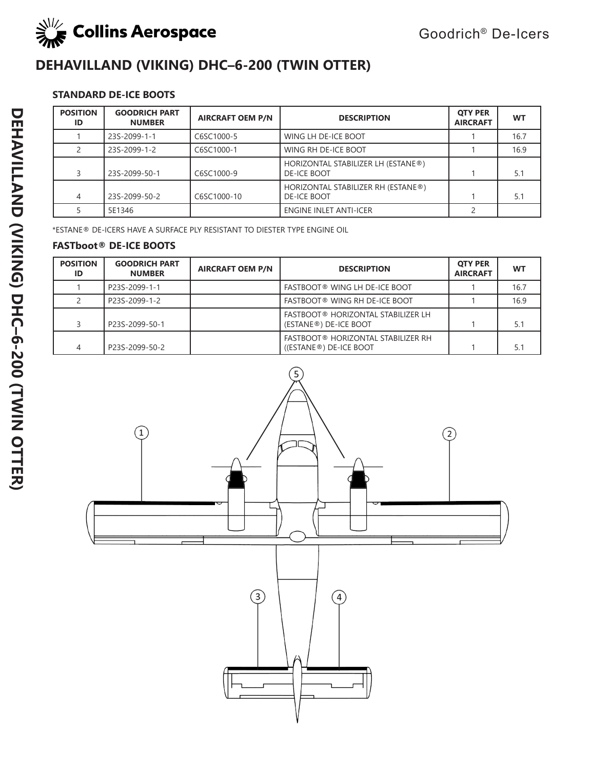## DEHAVILLAND (VIKING) DHC–6-200 (TWIN OTTER)

### STANDARD DE-ICE BOOTS

| POSITION ID | GOODRICH PART NUMBER | AIRCRAFT OEM P/N | DESCRIPTION | QTY PER AIRCRAFT | WT |
|---|---|---|---|---|---|
| 1 | 23S-2099-1-1 | C6SC1000-5 | WING LH DE-ICE BOOT | 1 | 16.7 |
| 2 | 23S-2099-1-2 | C6SC1000-1 | WING RH DE-ICE BOOT | 1 | 16.9 |
| 3 | 23S-2099-50-1 | C6SC1000-9 | HORIZONTAL STABILIZER LH (ESTANE®) DE-ICE BOOT | 1 | 5.1 |
| 4 | 23S-2099-50-2 | C6SC1000-10 | HORIZONTAL STABILIZER RH (ESTANE®) DE-ICE BOOT | 1 | 5.1 |
| 5 | 5E1346 | | ENGINE INLET ANTI-ICER | 2 | |

*ESTANE® DE-ICERS HAVE A SURFACE PLY RESISTANT TO DIESTER TYPE ENGINE OIL

### FASTboot® DE-ICE BOOTS

| POSITION ID | GOODRICH PART NUMBER | AIRCRAFT OEM P/N | DESCRIPTION | QTY PER AIRCRAFT | WT |
|---|---|---|---|---|---|
| 1 | P23S-2099-1-1 | | FASTBOOT® WING LH DE-ICE BOOT | 1 | 16.7 |
| 2 | P23S-2099-1-2 | | FASTBOOT® WING RH DE-ICE BOOT | 1 | 16.9 |
| 3 | P23S-2099-50-1 | | FASTBOOT® HORIZONTAL STABILIZER LH (ESTANE®) DE-ICE BOOT | 1 | 5.1 |
| 4 | P23S-2099-50-2 | | FASTBOOT® HORIZONTAL STABILIZER RH ((ESTANE®) DE-ICE BOOT | 1 | 5.1 |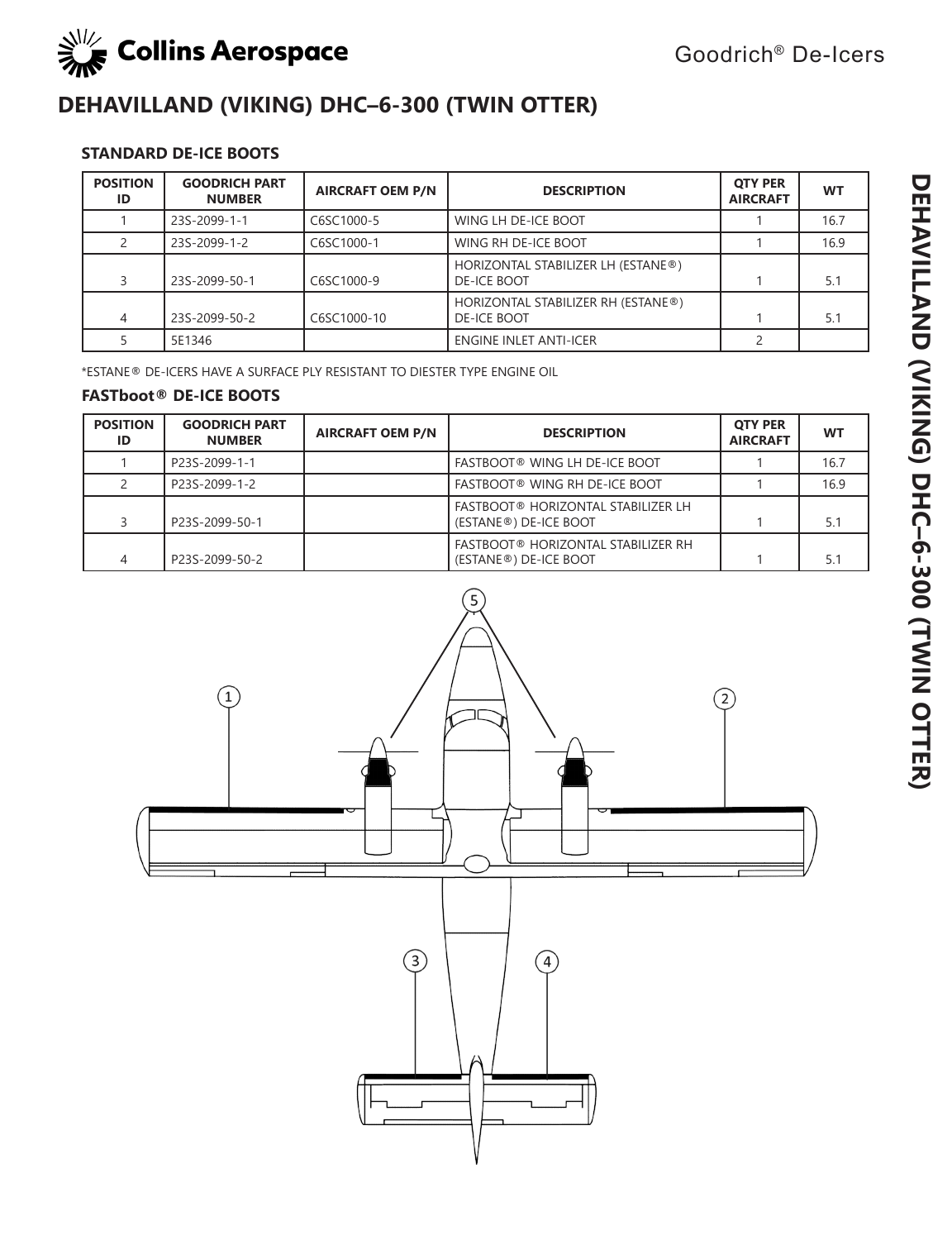## DEHAVILLAND (VIKING) DHC–6-300 (TWIN OTTER)

### STANDARD DE-ICE BOOTS

| POSITION ID | GOODRICH PART NUMBER | AIRCRAFT OEM P/N | DESCRIPTION | QTY PER AIRCRAFT | WT |
|---|---|---|---|---|---|
| 1 | 23S-2099-1-1 | C6SC1000-5 | WING LH DE-ICE BOOT | 1 | 16.7 |
| 2 | 23S-2099-1-2 | C6SC1000-1 | WING RH DE-ICE BOOT | 1 | 16.9 |
| 3 | 23S-2099-50-1 | C6SC1000-9 | HORIZONTAL STABILIZER LH (ESTANE®) DE-ICE BOOT | 1 | 5.1 |
| 4 | 23S-2099-50-2 | C6SC1000-10 | HORIZONTAL STABILIZER RH (ESTANE®) DE-ICE BOOT | 1 | 5.1 |
| 5 | 5E1346 | | ENGINE INLET ANTI-ICER | 2 | |

*ESTANE® DE-ICERS HAVE A SURFACE PLY RESISTANT TO DIESTER TYPE ENGINE OIL

### FASTboot® DE-ICE BOOTS

| POSITION ID | GOODRICH PART NUMBER | AIRCRAFT OEM P/N | DESCRIPTION | QTY PER AIRCRAFT | WT |
|---|---|---|---|---|---|
| 1 | P23S-2099-1-1 | | FASTBOOT® WING LH DE-ICE BOOT | 1 | 16.7 |
| 2 | P23S-2099-1-2 | | FASTBOOT® WING RH DE-ICE BOOT | 1 | 16.9 |
| 3 | P23S-2099-50-1 | | FASTBOOT® HORIZONTAL STABILIZER LH (ESTANE®) DE-ICE BOOT | 1 | 5.1 |
| 4 | P23S-2099-50-2 | | FASTBOOT® HORIZONTAL STABILIZER RH (ESTANE®) DE-ICE BOOT | 1 | 5.1 |

5

1

2

3

4